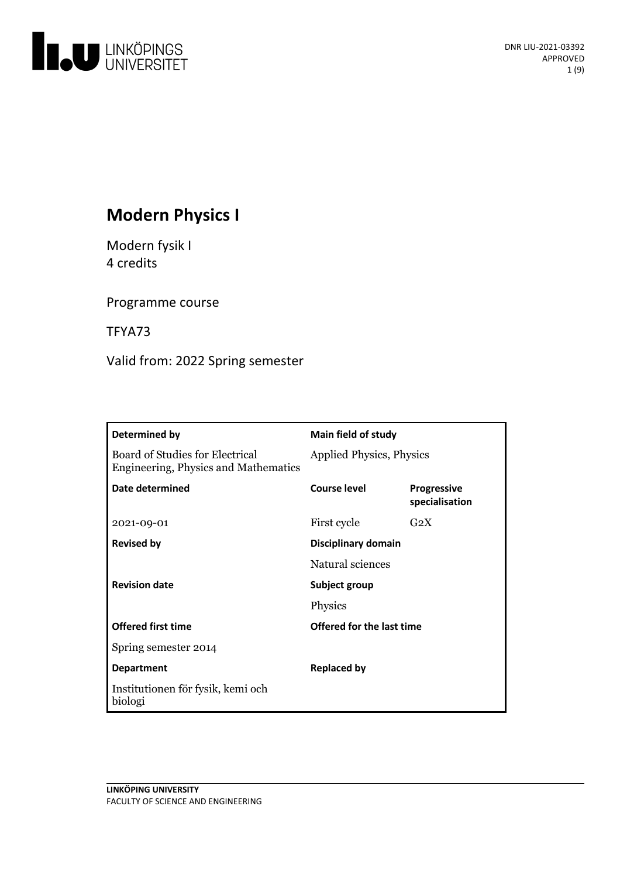DNR LIU-2021-03392
APPROVED

# Modern Physics I

Modern fysik I
4 credits

Programme course

TFYA73

Valid from: 2022 Spring semester

| **Determined by** | **Main field of study** | |
|---|---|---|
| Board of Studies for Electrical Engineering, Physics and Mathematics | Applied Physics, Physics | |
| **Date determined** | **Course level** | **Progressive specialisation** |
| 2021-09-01 | First cycle | G2X |
| **Revised by** | **Disciplinary domain** | |
| | Natural sciences | |
| **Revision date** | **Subject group** | |
| | Physics | |
| **Offered first time** | **Offered for the last time** | |
| Spring semester 2014 | | |
| **Department** | **Replaced by** | |
| Institutionen för fysik, kemi och biologi | | |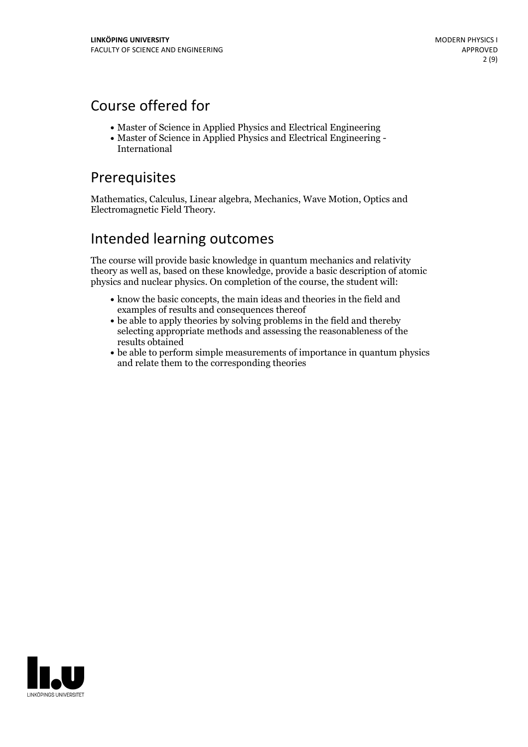## Course offered for

- Master of Science in Applied Physics and Electrical Engineering
- Master of Science in Applied Physics and Electrical Engineering - International

## Prerequisites

Mathematics, Calculus, Linear algebra, Mechanics, Wave Motion, Optics and Electromagnetic Field Theory.

## Intended learning outcomes

The course will provide basic knowledge in quantum mechanics and relativity theory as well as, based on these knowledge, provide a basic description of atomic physics and nuclear physics. On completion of the course, the student will:

- know the basic concepts, the main ideas and theories in the field and examples of results and consequences thereof
- be able to apply theories by solving problems in the field and thereby selecting appropriate methods and assessing the reasonableness of the results obtained
- be able to perform simple measurements of importance in quantum physics and relate them to the corresponding theories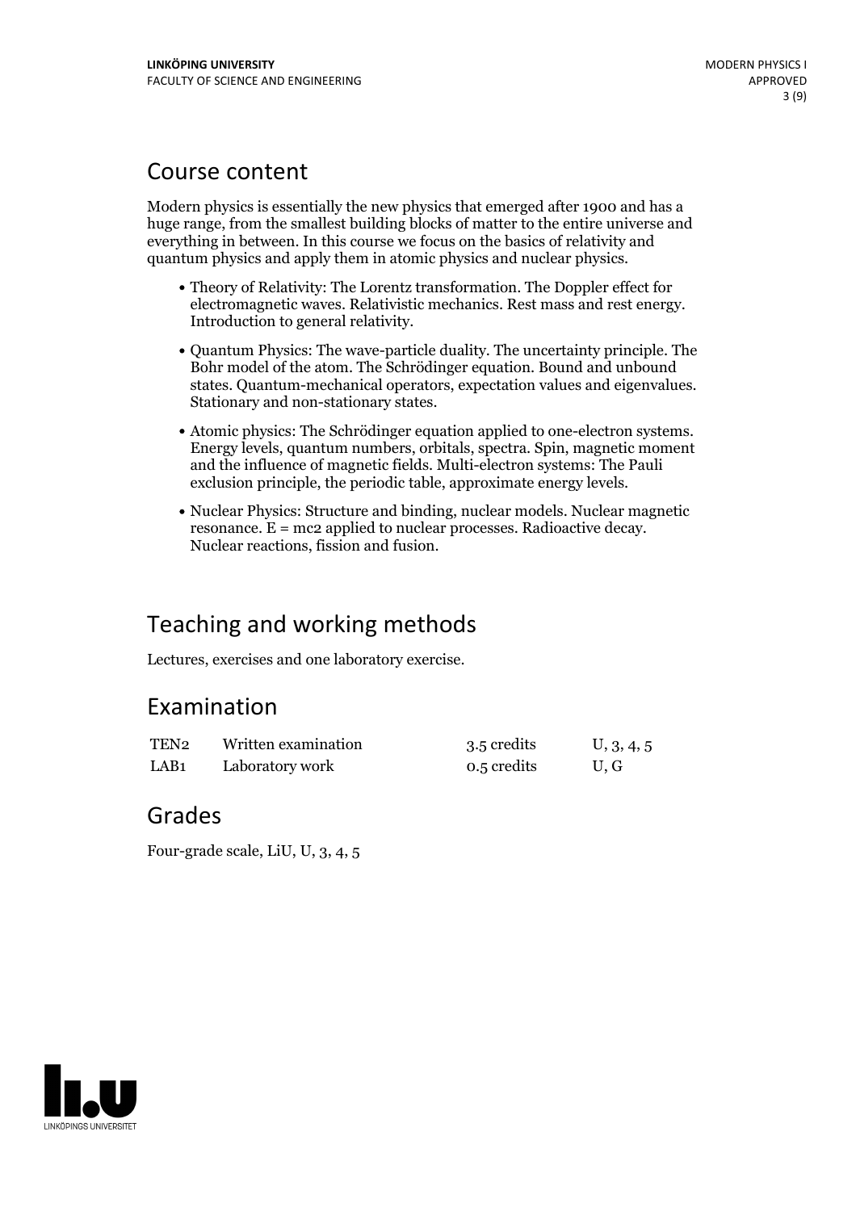## Course content

Modern physics is essentially the new physics that emerged after 1900 and has a huge range, from the smallest building blocks of matter to the entire universe and everything in between. In this course we focus on the basics of relativity and quantum physics and apply them in atomic physics and nuclear physics.

- Theory of Relativity: The Lorentz transformation. The Doppler effect for electromagnetic waves. Relativistic mechanics. Rest mass and rest energy. Introduction to general relativity.
- Quantum Physics: The wave-particle duality. The uncertainty principle. The Bohr model of the atom. The Schrödinger equation. Bound and unbound states. Quantum-mechanical operators, expectation values and eigenvalues. Stationary and non-stationary states.
- Atomic physics: The Schrödinger equation applied to one-electron systems. Energy levels, quantum numbers, orbitals, spectra. Spin, magnetic moment and the influence of magnetic fields. Multi-electron systems: The Pauli exclusion principle, the periodic table, approximate energy levels.
- Nuclear Physics: Structure and binding, nuclear models. Nuclear magnetic resonance. E = mc2 applied to nuclear processes. Radioactive decay. Nuclear reactions, fission and fusion.

## Teaching and working methods

Lectures, exercises and one laboratory exercise.

## Examination

| | | | |
|---|---|---|---|
| TEN2 | Written examination | 3.5 credits | U, 3, 4, 5 |
| LAB1 | Laboratory work | 0.5 credits | U, G |

## Grades

Four-grade scale, LiU, U, 3, 4, 5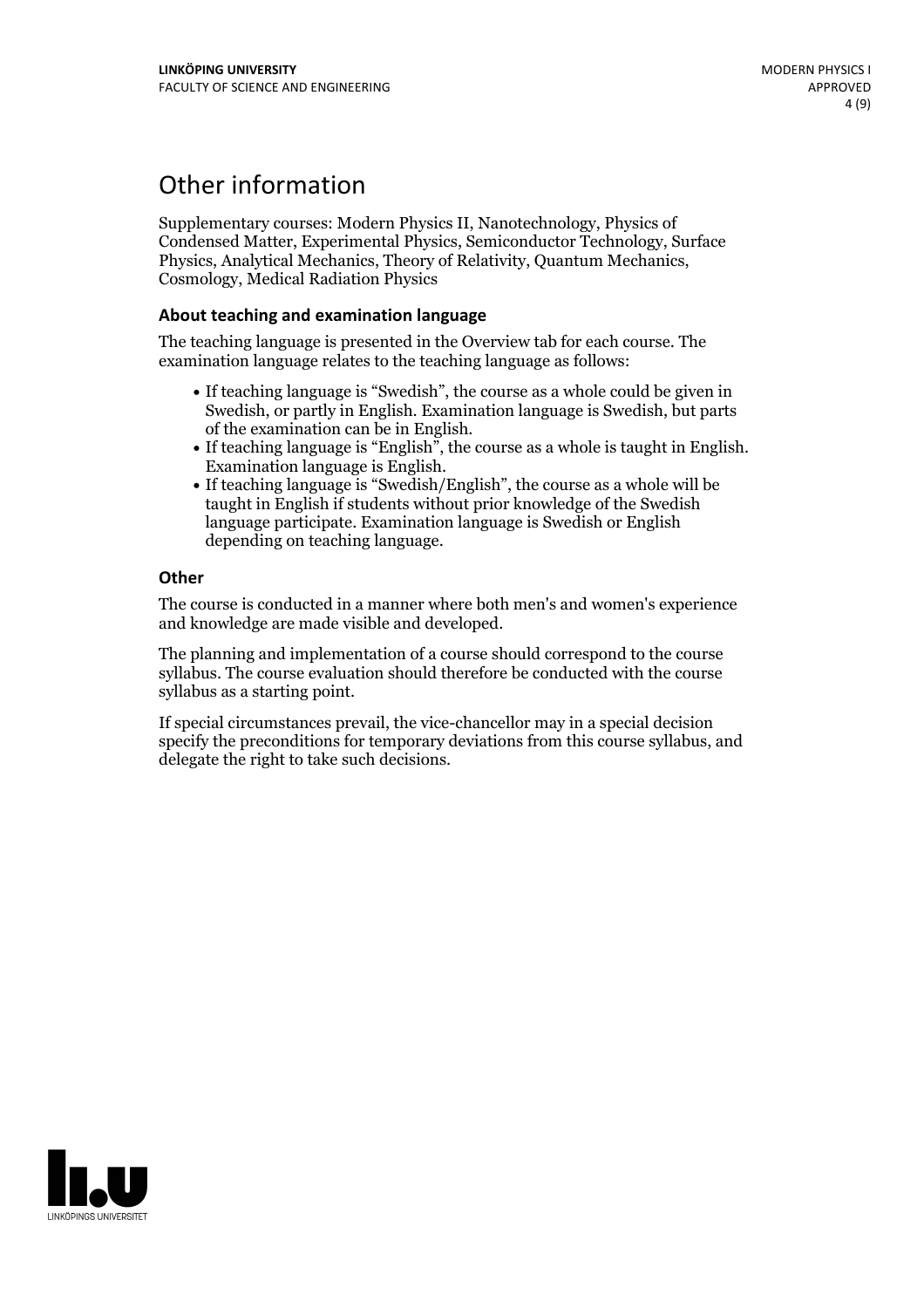# Other information

Supplementary courses: Modern Physics II, Nanotechnology, Physics of Condensed Matter, Experimental Physics, Semiconductor Technology, Surface Physics, Analytical Mechanics, Theory of Relativity, Quantum Mechanics, Cosmology, Medical Radiation Physics

### About teaching and examination language

The teaching language is presented in the Overview tab for each course. The examination language relates to the teaching language as follows:

- If teaching language is "Swedish", the course as a whole could be given in Swedish, or partly in English. Examination language is Swedish, but parts of the examination can be in English.
- If teaching language is "English", the course as a whole is taught in English. Examination language is English.
- If teaching language is "Swedish/English", the course as a whole will be taught in English if students without prior knowledge of the Swedish language participate. Examination language is Swedish or English depending on teaching language.

### Other

The course is conducted in a manner where both men's and women's experience and knowledge are made visible and developed.

The planning and implementation of a course should correspond to the course syllabus. The course evaluation should therefore be conducted with the course syllabus as a starting point.

If special circumstances prevail, the vice-chancellor may in a special decision specify the preconditions for temporary deviations from this course syllabus, and delegate the right to take such decisions.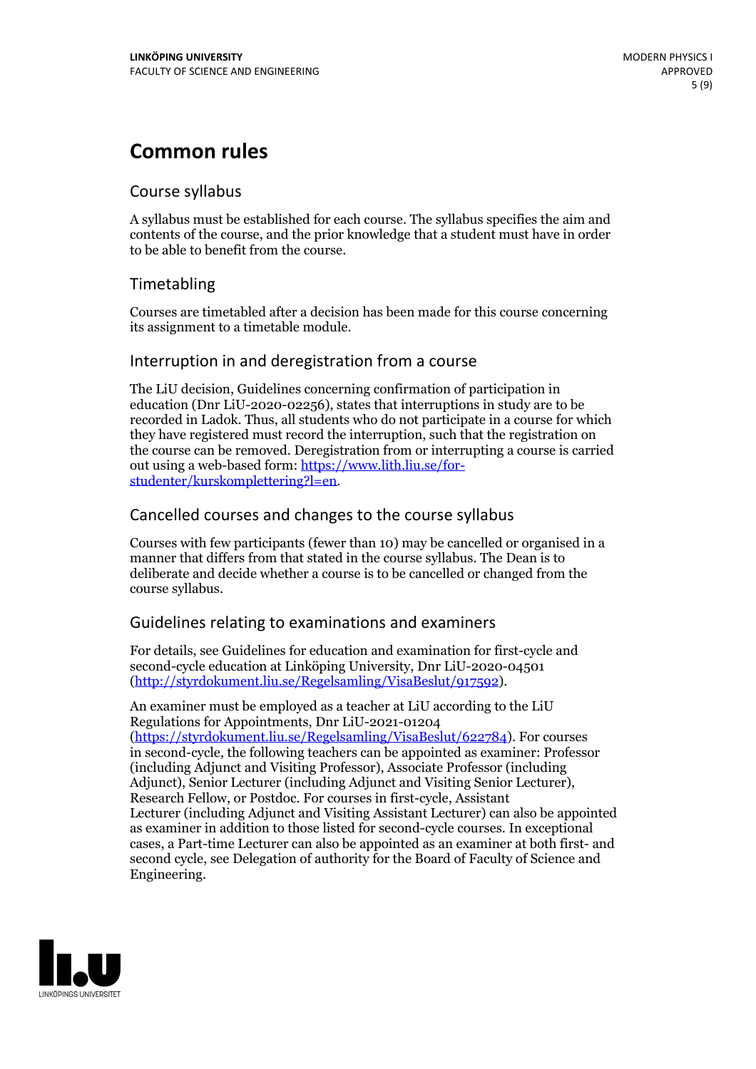# Common rules

## Course syllabus

A syllabus must be established for each course. The syllabus specifies the aim and contents of the course, and the prior knowledge that a student must have in order to be able to benefit from the course.

## Timetabling

Courses are timetabled after a decision has been made for this course concerning its assignment to a timetable module.

## Interruption in and deregistration from a course

The LiU decision, Guidelines concerning confirmation of participation in education (Dnr LiU-2020-02256), states that interruptions in study are to be recorded in Ladok. Thus, all students who do not participate in a course for which they have registered must record the interruption, such that the registration on the course can be removed. Deregistration from or interrupting a course is carried out using a web-based form: https://www.lith.liu.se/for-studenter/kurskomplettering?l=en.

## Cancelled courses and changes to the course syllabus

Courses with few participants (fewer than 10) may be cancelled or organised in a manner that differs from that stated in the course syllabus. The Dean is to deliberate and decide whether a course is to be cancelled or changed from the course syllabus.

## Guidelines relating to examinations and examiners

For details, see Guidelines for education and examination for first-cycle and second-cycle education at Linköping University, Dnr LiU-2020-04501 (http://styrdokument.liu.se/Regelsamling/VisaBeslut/917592).

An examiner must be employed as a teacher at LiU according to the LiU Regulations for Appointments, Dnr LiU-2021-01204 (https://styrdokument.liu.se/Regelsamling/VisaBeslut/622784). For courses in second-cycle, the following teachers can be appointed as examiner: Professor (including Adjunct and Visiting Professor), Associate Professor (including Adjunct), Senior Lecturer (including Adjunct and Visiting Senior Lecturer), Research Fellow, or Postdoc. For courses in first-cycle, Assistant Lecturer (including Adjunct and Visiting Assistant Lecturer) can also be appointed as examiner in addition to those listed for second-cycle courses. In exceptional cases, a Part-time Lecturer can also be appointed as an examiner at both first- and second cycle, see Delegation of authority for the Board of Faculty of Science and Engineering.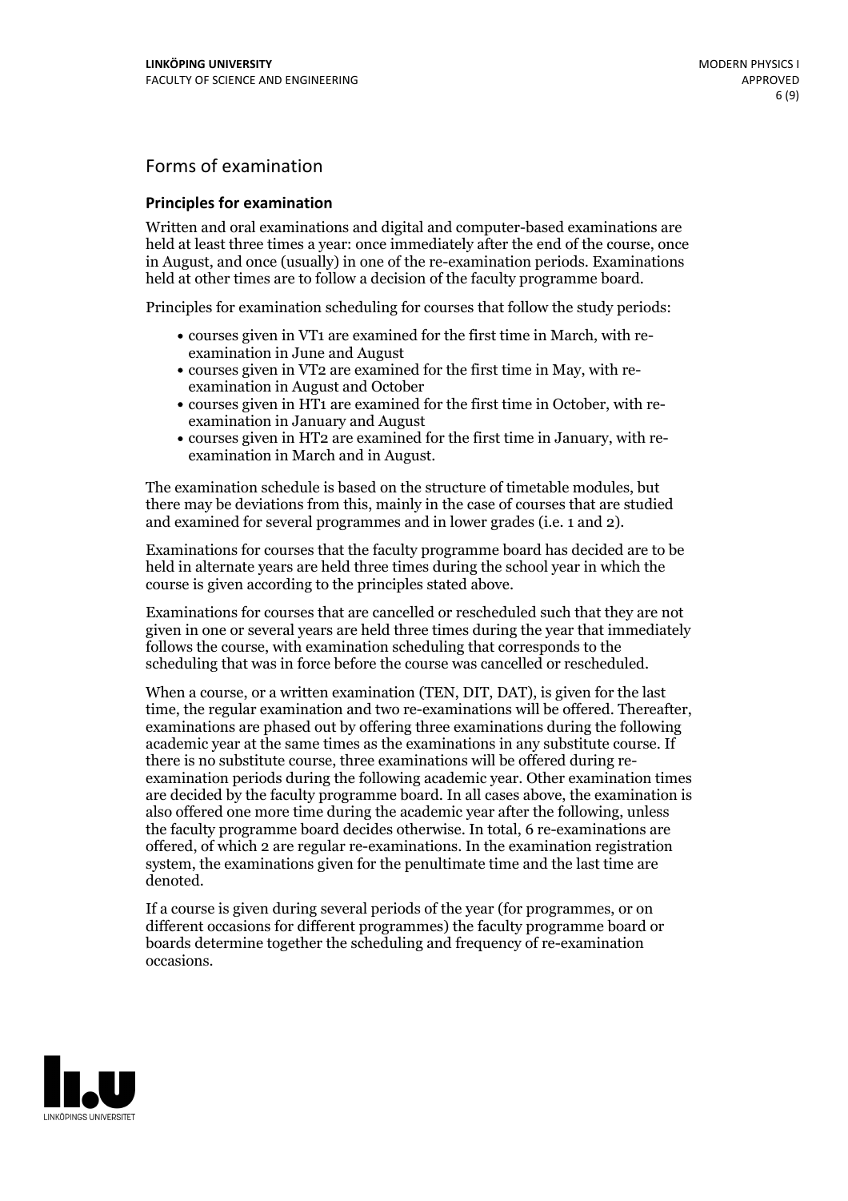## Forms of examination

### Principles for examination

Written and oral examinations and digital and computer-based examinations are held at least three times a year: once immediately after the end of the course, once in August, and once (usually) in one of the re-examination periods. Examinations held at other times are to follow a decision of the faculty programme board.

Principles for examination scheduling for courses that follow the study periods:

- courses given in VT1 are examined for the first time in March, with re-examination in June and August
- courses given in VT2 are examined for the first time in May, with re-examination in August and October
- courses given in HT1 are examined for the first time in October, with re-examination in January and August
- courses given in HT2 are examined for the first time in January, with re-examination in March and in August.

The examination schedule is based on the structure of timetable modules, but there may be deviations from this, mainly in the case of courses that are studied and examined for several programmes and in lower grades (i.e. 1 and 2).

Examinations for courses that the faculty programme board has decided are to be held in alternate years are held three times during the school year in which the course is given according to the principles stated above.

Examinations for courses that are cancelled or rescheduled such that they are not given in one or several years are held three times during the year that immediately follows the course, with examination scheduling that corresponds to the scheduling that was in force before the course was cancelled or rescheduled.

When a course, or a written examination (TEN, DIT, DAT), is given for the last time, the regular examination and two re-examinations will be offered. Thereafter, examinations are phased out by offering three examinations during the following academic year at the same times as the examinations in any substitute course. If there is no substitute course, three examinations will be offered during re-examination periods during the following academic year. Other examination times are decided by the faculty programme board. In all cases above, the examination is also offered one more time during the academic year after the following, unless the faculty programme board decides otherwise. In total, 6 re-examinations are offered, of which 2 are regular re-examinations. In the examination registration system, the examinations given for the penultimate time and the last time are denoted.

If a course is given during several periods of the year (for programmes, or on different occasions for different programmes) the faculty programme board or boards determine together the scheduling and frequency of re-examination occasions.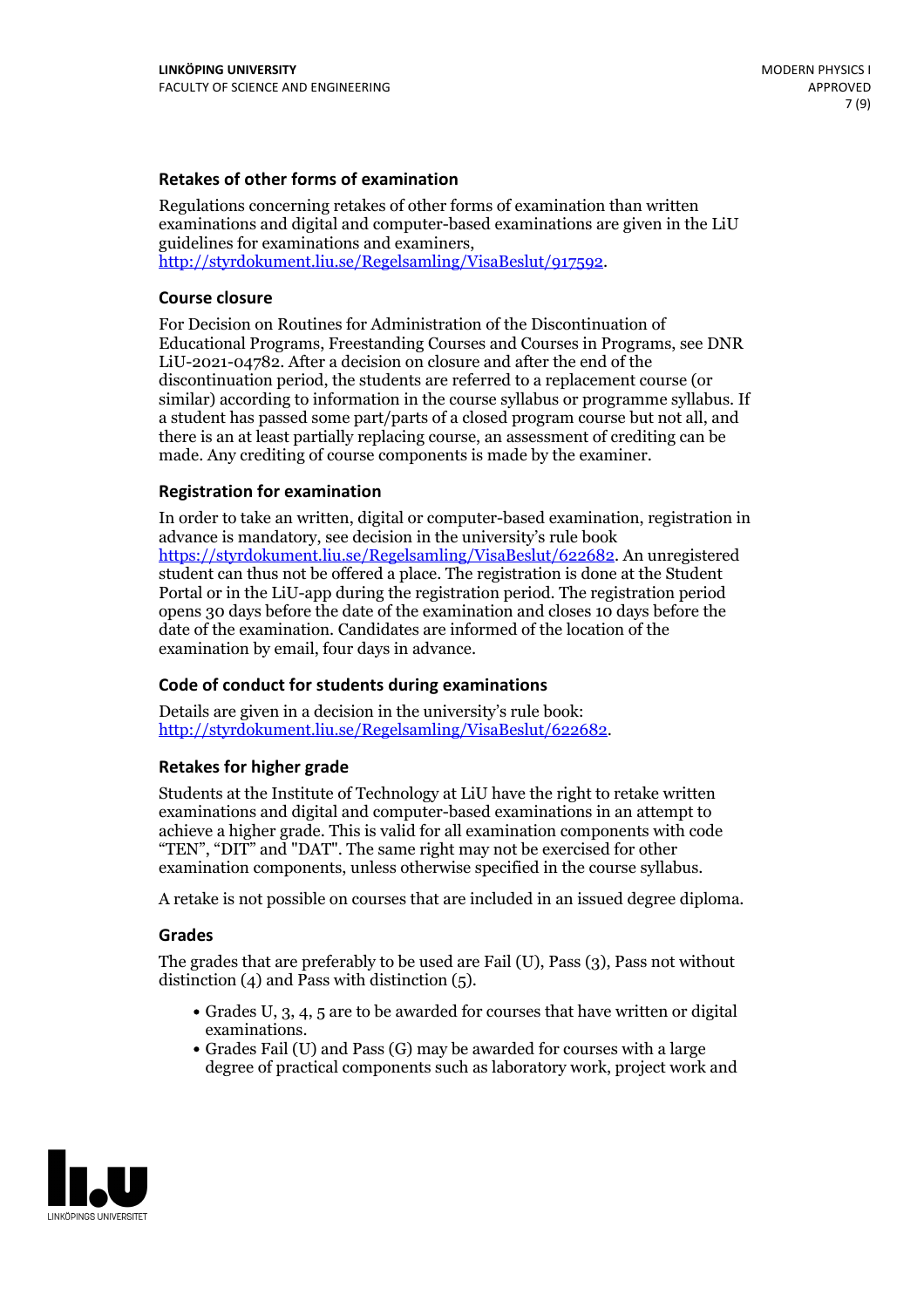### Retakes of other forms of examination

Regulations concerning retakes of other forms of examination than written examinations and digital and computer-based examinations are given in the LiU guidelines for examinations and examiners, http://styrdokument.liu.se/Regelsamling/VisaBeslut/917592.

### Course closure

For Decision on Routines for Administration of the Discontinuation of Educational Programs, Freestanding Courses and Courses in Programs, see DNR LiU-2021-04782. After a decision on closure and after the end of the discontinuation period, the students are referred to a replacement course (or similar) according to information in the course syllabus or programme syllabus. If a student has passed some part/parts of a closed program course but not all, and there is an at least partially replacing course, an assessment of crediting can be made. Any crediting of course components is made by the examiner.

### Registration for examination

In order to take an written, digital or computer-based examination, registration in advance is mandatory, see decision in the university's rule book https://styrdokument.liu.se/Regelsamling/VisaBeslut/622682. An unregistered student can thus not be offered a place. The registration is done at the Student Portal or in the LiU-app during the registration period. The registration period opens 30 days before the date of the examination and closes 10 days before the date of the examination. Candidates are informed of the location of the examination by email, four days in advance.

### Code of conduct for students during examinations

Details are given in a decision in the university's rule book: http://styrdokument.liu.se/Regelsamling/VisaBeslut/622682.

### Retakes for higher grade

Students at the Institute of Technology at LiU have the right to retake written examinations and digital and computer-based examinations in an attempt to achieve a higher grade. This is valid for all examination components with code "TEN", "DIT" and "DAT". The same right may not be exercised for other examination components, unless otherwise specified in the course syllabus.

A retake is not possible on courses that are included in an issued degree diploma.

### Grades

The grades that are preferably to be used are Fail (U), Pass (3), Pass not without distinction (4) and Pass with distinction (5).

- Grades U, 3, 4, 5 are to be awarded for courses that have written or digital examinations.
- Grades Fail (U) and Pass (G) may be awarded for courses with a large degree of practical components such as laboratory work, project work and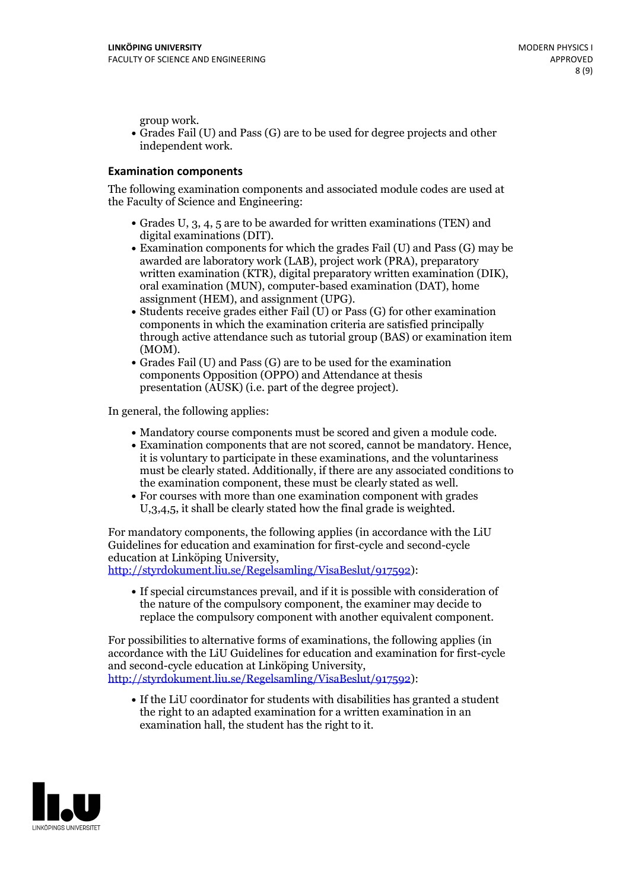group work.

- Grades Fail (U) and Pass (G) are to be used for degree projects and other independent work.

### Examination components

The following examination components and associated module codes are used at the Faculty of Science and Engineering:

- Grades U, 3, 4, 5 are to be awarded for written examinations (TEN) and digital examinations (DIT).
- Examination components for which the grades Fail (U) and Pass (G) may be awarded are laboratory work (LAB), project work (PRA), preparatory written examination (KTR), digital preparatory written examination (DIK), oral examination (MUN), computer-based examination (DAT), home assignment (HEM), and assignment (UPG).
- Students receive grades either Fail (U) or Pass (G) for other examination components in which the examination criteria are satisfied principally through active attendance such as tutorial group (BAS) or examination item (MOM).
- Grades Fail (U) and Pass (G) are to be used for the examination components Opposition (OPPO) and Attendance at thesis presentation (AUSK) (i.e. part of the degree project).

In general, the following applies:

- Mandatory course components must be scored and given a module code.
- Examination components that are not scored, cannot be mandatory. Hence, it is voluntary to participate in these examinations, and the voluntariness must be clearly stated. Additionally, if there are any associated conditions to the examination component, these must be clearly stated as well.
- For courses with more than one examination component with grades U,3,4,5, it shall be clearly stated how the final grade is weighted.

For mandatory components, the following applies (in accordance with the LiU Guidelines for education and examination for first-cycle and second-cycle education at Linköping University, http://styrdokument.liu.se/Regelsamling/VisaBeslut/917592):

- If special circumstances prevail, and if it is possible with consideration of the nature of the compulsory component, the examiner may decide to replace the compulsory component with another equivalent component.

For possibilities to alternative forms of examinations, the following applies (in accordance with the LiU Guidelines for education and examination for first-cycle and second-cycle education at Linköping University, http://styrdokument.liu.se/Regelsamling/VisaBeslut/917592):

- If the LiU coordinator for students with disabilities has granted a student the right to an adapted examination for a written examination in an examination hall, the student has the right to it.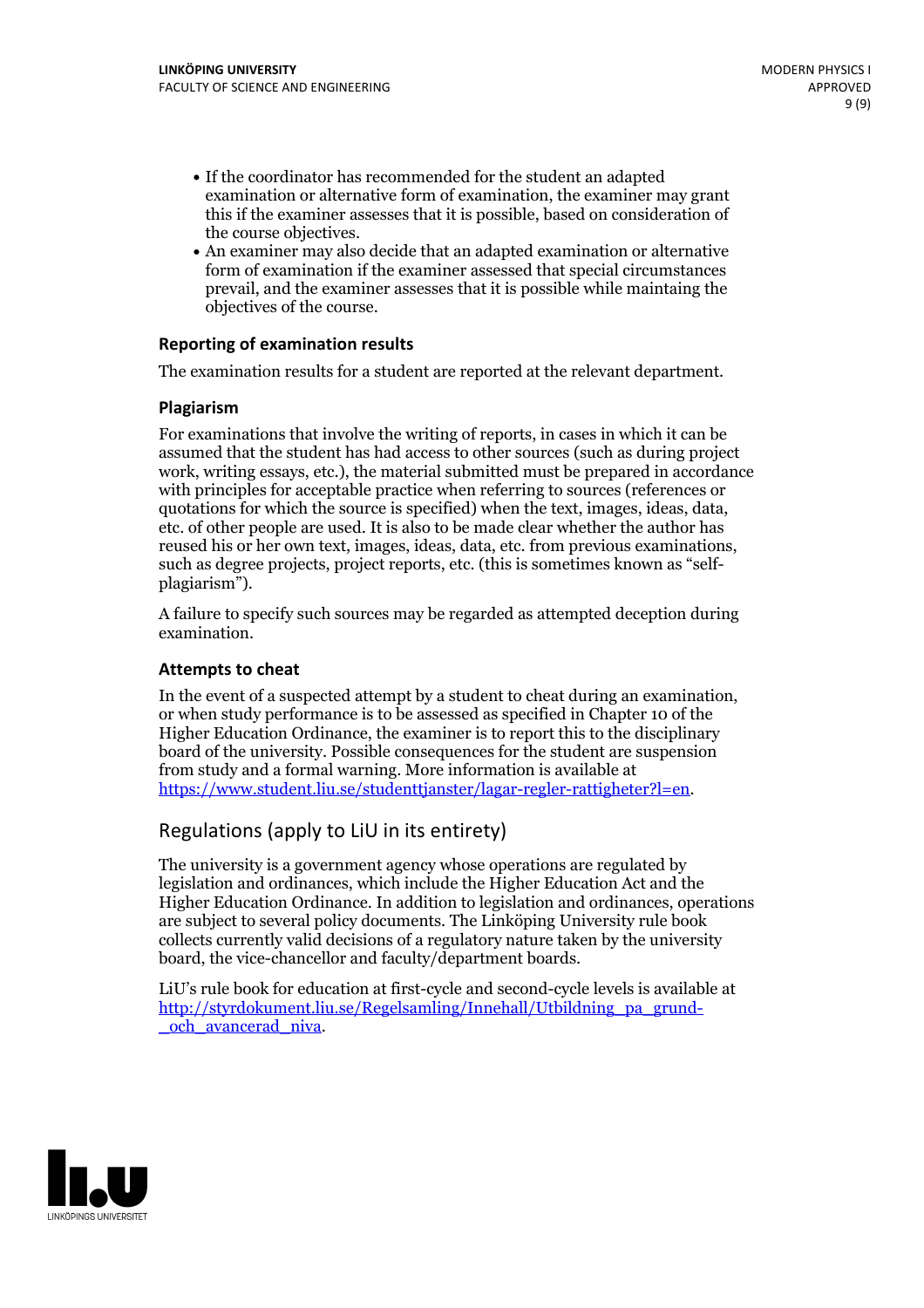- If the coordinator has recommended for the student an adapted examination or alternative form of examination, the examiner may grant this if the examiner assesses that it is possible, based on consideration of the course objectives.
- An examiner may also decide that an adapted examination or alternative form of examination if the examiner assessed that special circumstances prevail, and the examiner assesses that it is possible while maintaing the objectives of the course.

### Reporting of examination results

The examination results for a student are reported at the relevant department.

### Plagiarism

For examinations that involve the writing of reports, in cases in which it can be assumed that the student has had access to other sources (such as during project work, writing essays, etc.), the material submitted must be prepared in accordance with principles for acceptable practice when referring to sources (references or quotations for which the source is specified) when the text, images, ideas, data, etc. of other people are used. It is also to be made clear whether the author has reused his or her own text, images, ideas, data, etc. from previous examinations, such as degree projects, project reports, etc. (this is sometimes known as "self-plagiarism").

A failure to specify such sources may be regarded as attempted deception during examination.

### Attempts to cheat

In the event of a suspected attempt by a student to cheat during an examination, or when study performance is to be assessed as specified in Chapter 10 of the Higher Education Ordinance, the examiner is to report this to the disciplinary board of the university. Possible consequences for the student are suspension from study and a formal warning. More information is available at https://www.student.liu.se/studenttjanster/lagar-regler-rattigheter?l=en.

## Regulations (apply to LiU in its entirety)

The university is a government agency whose operations are regulated by legislation and ordinances, which include the Higher Education Act and the Higher Education Ordinance. In addition to legislation and ordinances, operations are subject to several policy documents. The Linköping University rule book collects currently valid decisions of a regulatory nature taken by the university board, the vice-chancellor and faculty/department boards.

LiU's rule book for education at first-cycle and second-cycle levels is available at http://styrdokument.liu.se/Regelsamling/Innehall/Utbildning_pa_grund-_och_avancerad_niva.